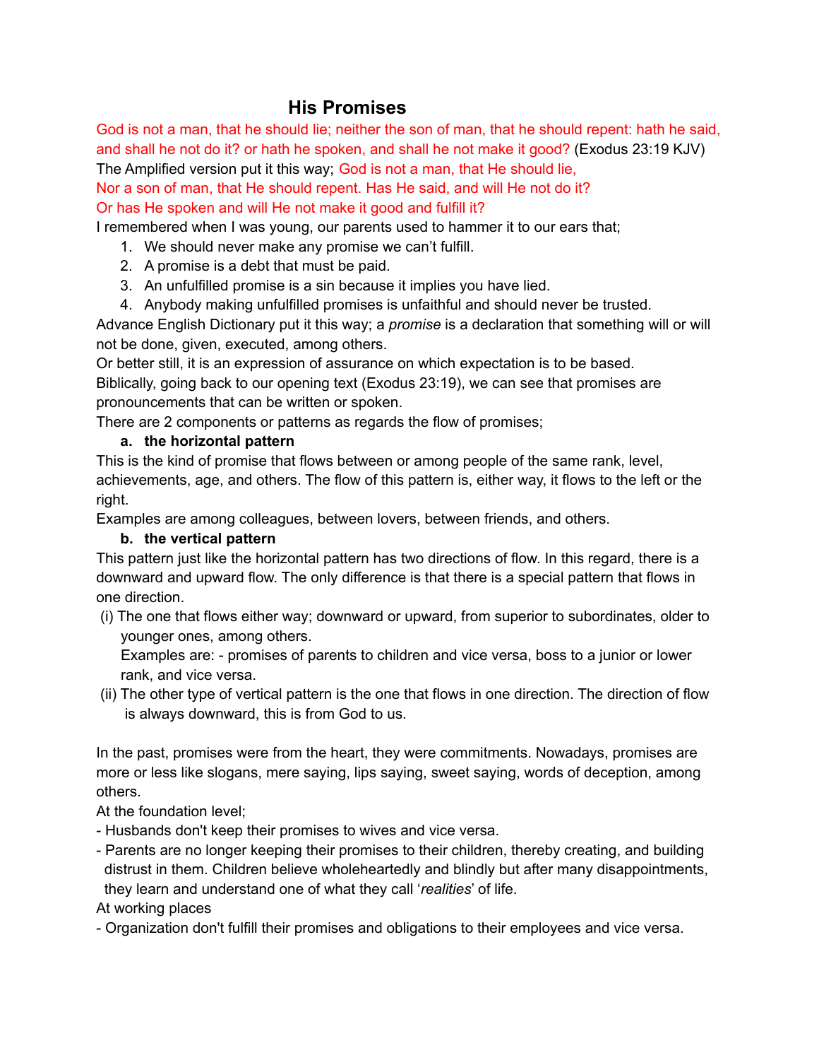# His Promises

God is not a man, that he should lie; neither the son of man, that he should repent: hath he said, and shall he not do it? or hath he spoken, and shall he not make it good? (Exodus 23:19 KJV)
The Amplified version put it this way; God is not a man, that He should lie,
Nor a son of man, that He should repent. Has He said, and will He not do it?
Or has He spoken and will He not make it good and fulfill it?
I remembered when I was young, our parents used to hammer it to our ears that;

1. We should never make any promise we can't fulfill.
2. A promise is a debt that must be paid.
3. An unfulfilled promise is a sin because it implies you have lied.
4. Anybody making unfulfilled promises is unfaithful and should never be trusted.

Advance English Dictionary put it this way; a *promise* is a declaration that something will or will not be done, given, executed, among others.
Or better still, it is an expression of assurance on which expectation is to be based.
Biblically, going back to our opening text (Exodus 23:19), we can see that promises are pronouncements that can be written or spoken.
There are 2 components or patterns as regards the flow of promises;

a. **the horizontal pattern**

This is the kind of promise that flows between or among people of the same rank, level, achievements, age, and others. The flow of this pattern is, either way, it flows to the left or the right.
Examples are among colleagues, between lovers, between friends, and others.

b. **the vertical pattern**

This pattern just like the horizontal pattern has two directions of flow. In this regard, there is a downward and upward flow. The only difference is that there is a special pattern that flows in one direction.

(i) The one that flows either way; downward or upward, from superior to subordinates, older to younger ones, among others.
Examples are: - promises of parents to children and vice versa, boss to a junior or lower rank, and vice versa.

(ii) The other type of vertical pattern is the one that flows in one direction. The direction of flow is always downward, this is from God to us.

In the past, promises were from the heart, they were commitments. Nowadays, promises are more or less like slogans, mere saying, lips saying, sweet saying, words of deception, among others.
At the foundation level;

- Husbands don't keep their promises to wives and vice versa.
- Parents are no longer keeping their promises to their children, thereby creating, and building distrust in them. Children believe wholeheartedly and blindly but after many disappointments, they learn and understand one of what they call '*realities*' of life.

At working places

- Organization don't fulfill their promises and obligations to their employees and vice versa.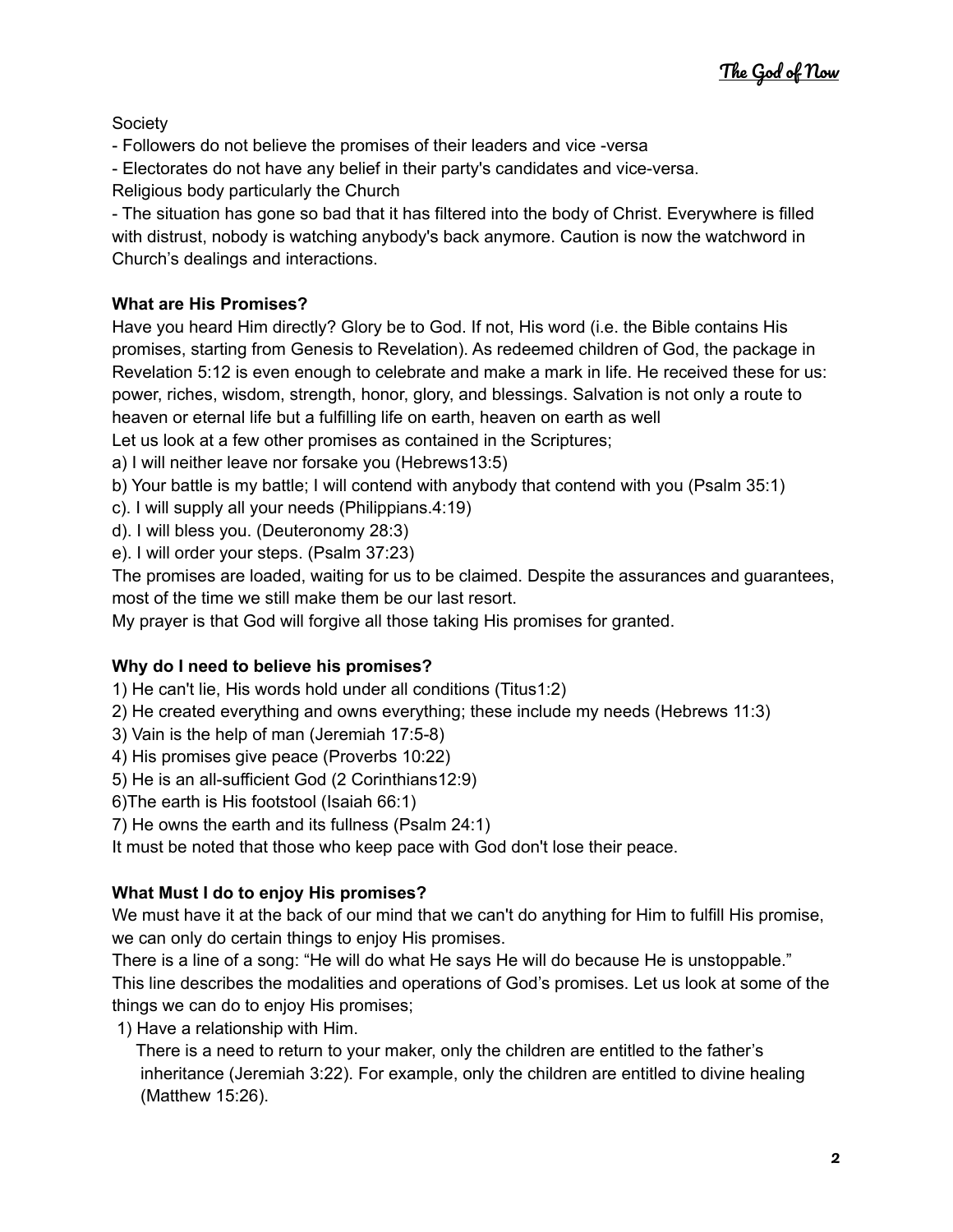Society

- Followers do not believe the promises of their leaders and vice -versa
- Electorates do not have any belief in their party's candidates and vice-versa.

Religious body particularly the Church

- The situation has gone so bad that it has filtered into the body of Christ. Everywhere is filled with distrust, nobody is watching anybody's back anymore. Caution is now the watchword in Church's dealings and interactions.

**What are His Promises?**

Have you heard Him directly? Glory be to God. If not, His word (i.e. the Bible contains His promises, starting from Genesis to Revelation). As redeemed children of God, the package in Revelation 5:12 is even enough to celebrate and make a mark in life. He received these for us: power, riches, wisdom, strength, honor, glory, and blessings. Salvation is not only a route to heaven or eternal life but a fulfilling life on earth, heaven on earth as well

Let us look at a few other promises as contained in the Scriptures;

a) I will neither leave nor forsake you (Hebrews13:5)

b) Your battle is my battle; I will contend with anybody that contend with you (Psalm 35:1)

c). I will supply all your needs (Philippians.4:19)

d). I will bless you. (Deuteronomy 28:3)

e). I will order your steps. (Psalm 37:23)

The promises are loaded, waiting for us to be claimed. Despite the assurances and guarantees, most of the time we still make them be our last resort.

My prayer is that God will forgive all those taking His promises for granted.

**Why do I need to believe his promises?**

1) He can't lie, His words hold under all conditions (Titus1:2)

2) He created everything and owns everything; these include my needs (Hebrews 11:3)

3) Vain is the help of man (Jeremiah 17:5-8)

4) His promises give peace (Proverbs 10:22)

5) He is an all-sufficient God (2 Corinthians12:9)

6)The earth is His footstool (Isaiah 66:1)

7) He owns the earth and its fullness (Psalm 24:1)

It must be noted that those who keep pace with God don't lose their peace.

**What Must I do to enjoy His promises?**

We must have it at the back of our mind that we can't do anything for Him to fulfill His promise, we can only do certain things to enjoy His promises.

There is a line of a song: "He will do what He says He will do because He is unstoppable." This line describes the modalities and operations of God's promises. Let us look at some of the things we can do to enjoy His promises;

1) Have a relationship with Him.

   There is a need to return to your maker, only the children are entitled to the father's inheritance (Jeremiah 3:22). For example, only the children are entitled to divine healing (Matthew 15:26).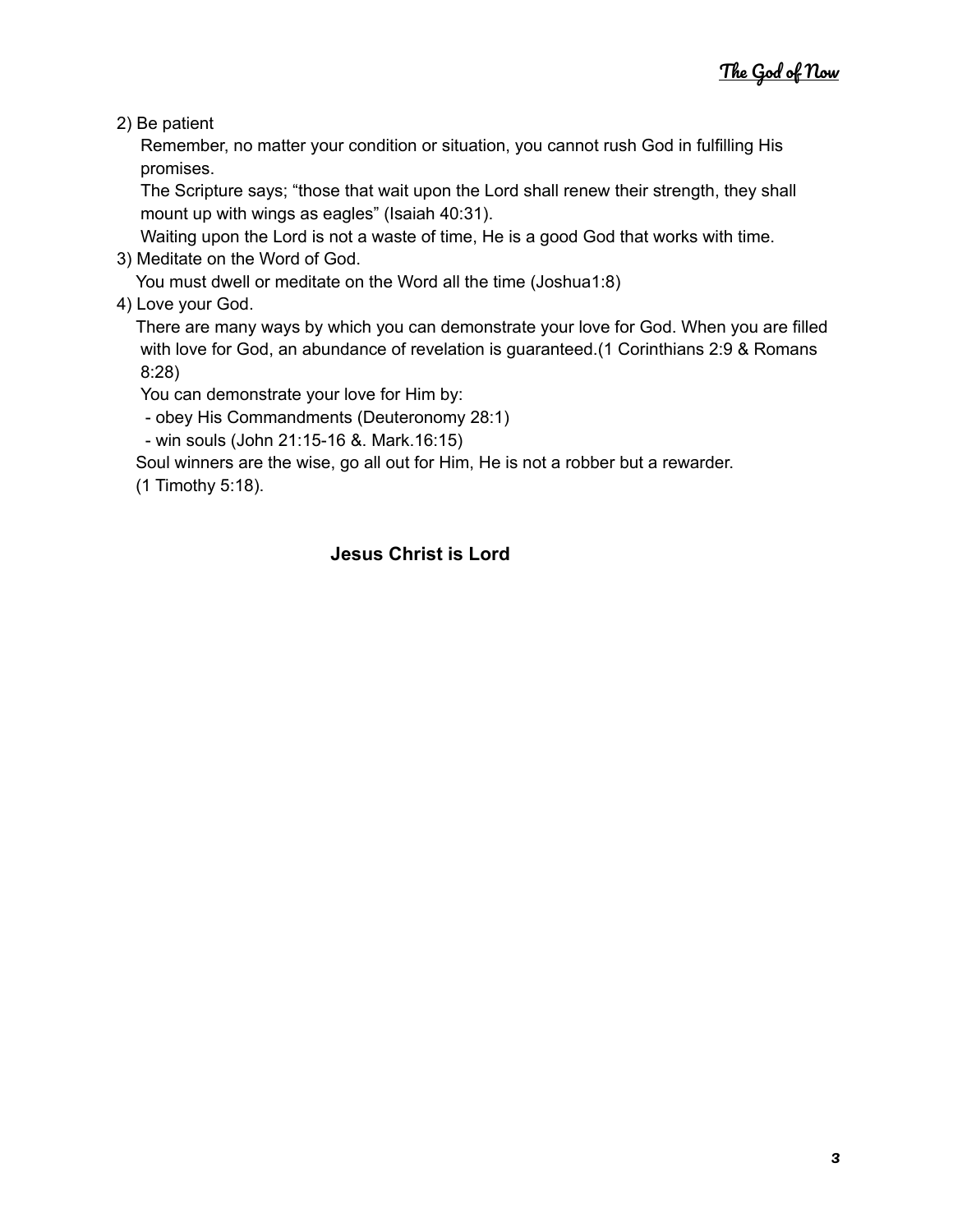2) Be patient

Remember, no matter your condition or situation, you cannot rush God in fulfilling His promises.

The Scripture says; "those that wait upon the Lord shall renew their strength, they shall mount up with wings as eagles" (Isaiah 40:31).

Waiting upon the Lord is not a waste of time, He is a good God that works with time.

3) Meditate on the Word of God.

You must dwell or meditate on the Word all the time (Joshua1:8)

4) Love your God.

There are many ways by which you can demonstrate your love for God. When you are filled with love for God, an abundance of revelation is guaranteed.(1 Corinthians 2:9 & Romans 8:28)

You can demonstrate your love for Him by:

- obey His Commandments (Deuteronomy 28:1)
- win souls (John 21:15-16 &. Mark.16:15)

Soul winners are the wise, go all out for Him, He is not a robber but a rewarder. (1 Timothy 5:18).

**Jesus Christ is Lord**